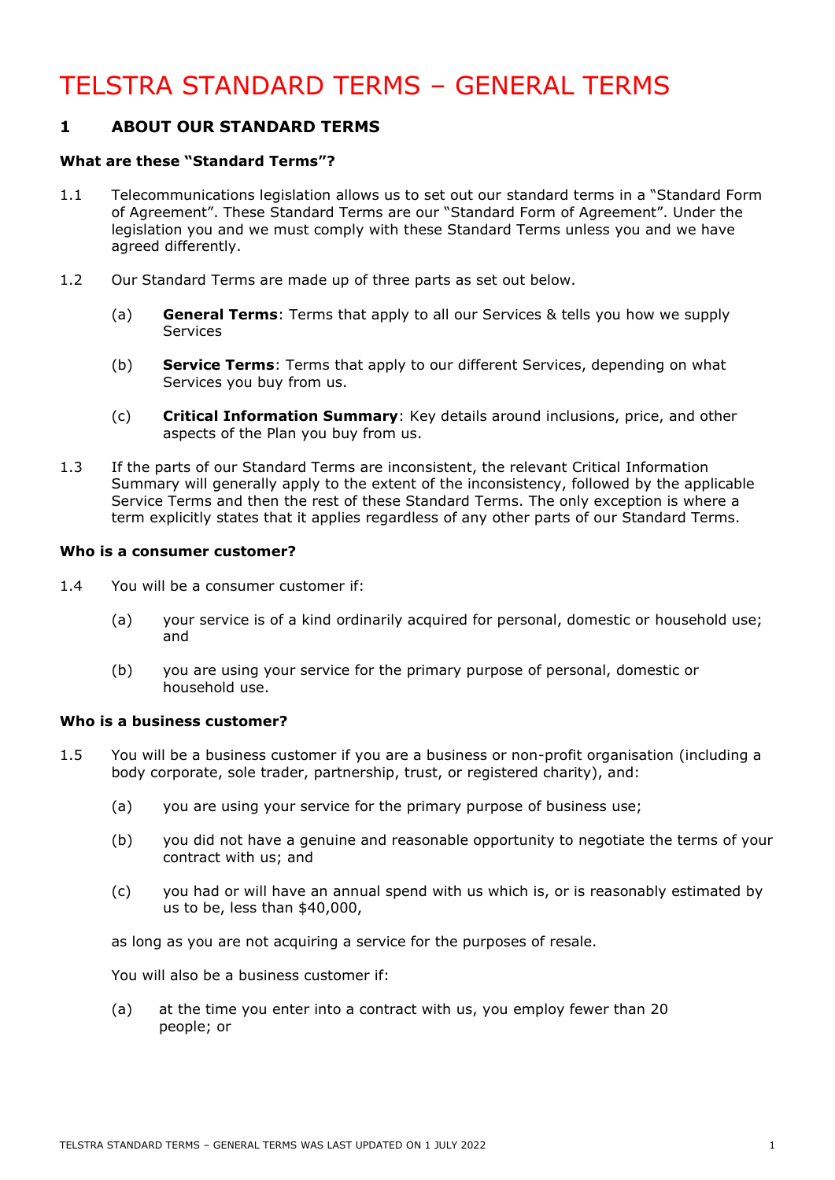# TELSTRA STANDARD TERMS – GENERAL TERMS

## 1 ABOUT OUR STANDARD TERMS

**What are these "Standard Terms"?**

1.1 Telecommunications legislation allows us to set out our standard terms in a "Standard Form of Agreement". These Standard Terms are our "Standard Form of Agreement". Under the legislation you and we must comply with these Standard Terms unless you and we have agreed differently.

1.2 Our Standard Terms are made up of three parts as set out below.

(a) **General Terms**: Terms that apply to all our Services & tells you how we supply Services

(b) **Service Terms**: Terms that apply to our different Services, depending on what Services you buy from us.

(c) **Critical Information Summary**: Key details around inclusions, price, and other aspects of the Plan you buy from us.

1.3 If the parts of our Standard Terms are inconsistent, the relevant Critical Information Summary will generally apply to the extent of the inconsistency, followed by the applicable Service Terms and then the rest of these Standard Terms. The only exception is where a term explicitly states that it applies regardless of any other parts of our Standard Terms.

**Who is a consumer customer?**

1.4 You will be a consumer customer if:

(a) your service is of a kind ordinarily acquired for personal, domestic or household use; and

(b) you are using your service for the primary purpose of personal, domestic or household use.

**Who is a business customer?**

1.5 You will be a business customer if you are a business or non-profit organisation (including a body corporate, sole trader, partnership, trust, or registered charity), and:

(a) you are using your service for the primary purpose of business use;

(b) you did not have a genuine and reasonable opportunity to negotiate the terms of your contract with us; and

(c) you had or will have an annual spend with us which is, or is reasonably estimated by us to be, less than $40,000,

as long as you are not acquiring a service for the purposes of resale.

You will also be a business customer if:

(a) at the time you enter into a contract with us, you employ fewer than 20 people; or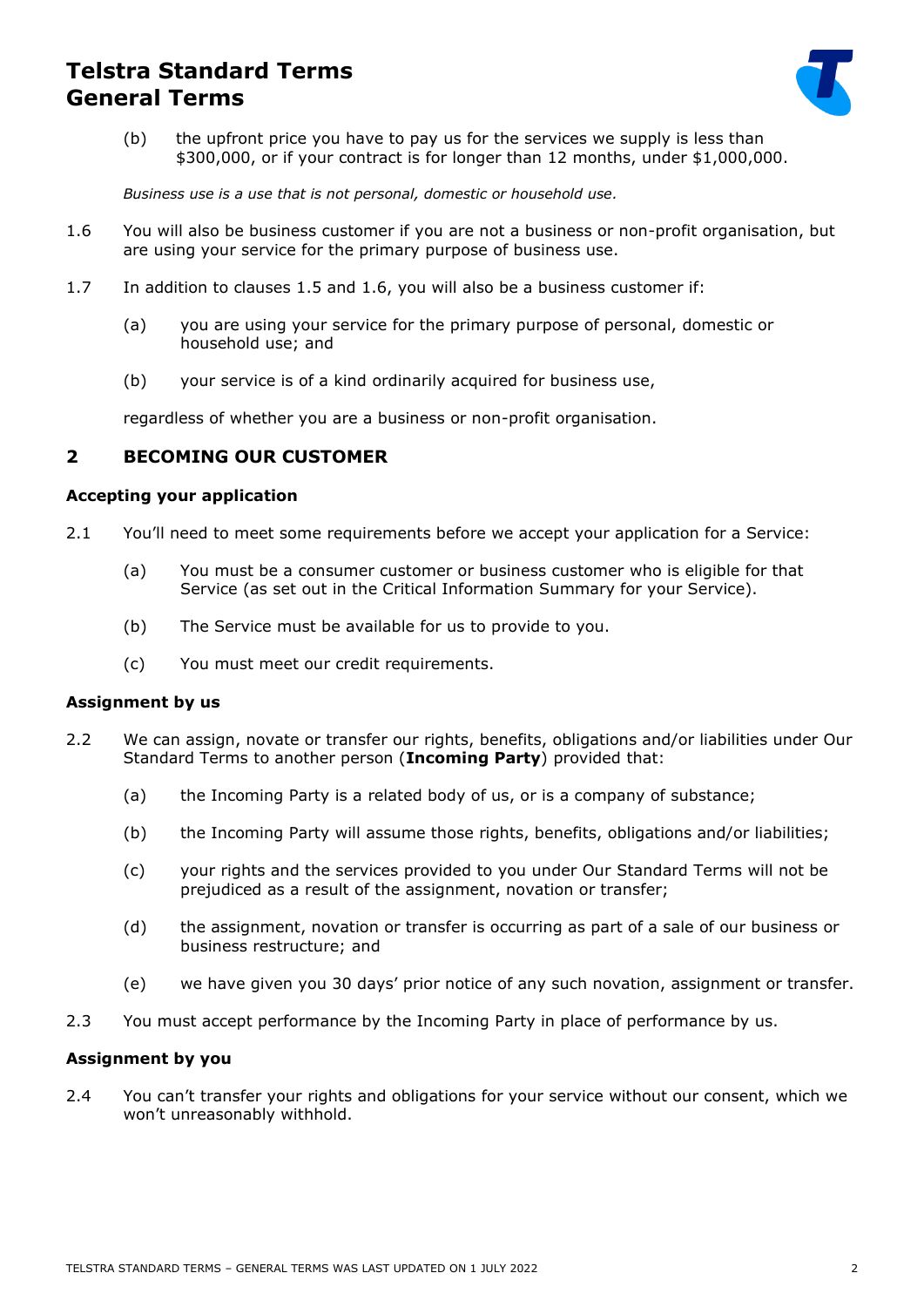(b) the upfront price you have to pay us for the services we supply is less than $300,000, or if your contract is for longer than 12 months, under $1,000,000.

*Business use is a use that is not personal, domestic or household use.*

1.6 You will also be business customer if you are not a business or non-profit organisation, but are using your service for the primary purpose of business use.

1.7 In addition to clauses 1.5 and 1.6, you will also be a business customer if:

(a) you are using your service for the primary purpose of personal, domestic or household use; and

(b) your service is of a kind ordinarily acquired for business use,

regardless of whether you are a business or non-profit organisation.

## 2 BECOMING OUR CUSTOMER

### Accepting your application

2.1 You'll need to meet some requirements before we accept your application for a Service:

(a) You must be a consumer customer or business customer who is eligible for that Service (as set out in the Critical Information Summary for your Service).

(b) The Service must be available for us to provide to you.

(c) You must meet our credit requirements.

### Assignment by us

2.2 We can assign, novate or transfer our rights, benefits, obligations and/or liabilities under Our Standard Terms to another person (**Incoming Party**) provided that:

(a) the Incoming Party is a related body of us, or is a company of substance;

(b) the Incoming Party will assume those rights, benefits, obligations and/or liabilities;

(c) your rights and the services provided to you under Our Standard Terms will not be prejudiced as a result of the assignment, novation or transfer;

(d) the assignment, novation or transfer is occurring as part of a sale of our business or business restructure; and

(e) we have given you 30 days' prior notice of any such novation, assignment or transfer.

2.3 You must accept performance by the Incoming Party in place of performance by us.

### Assignment by you

2.4 You can't transfer your rights and obligations for your service without our consent, which we won't unreasonably withhold.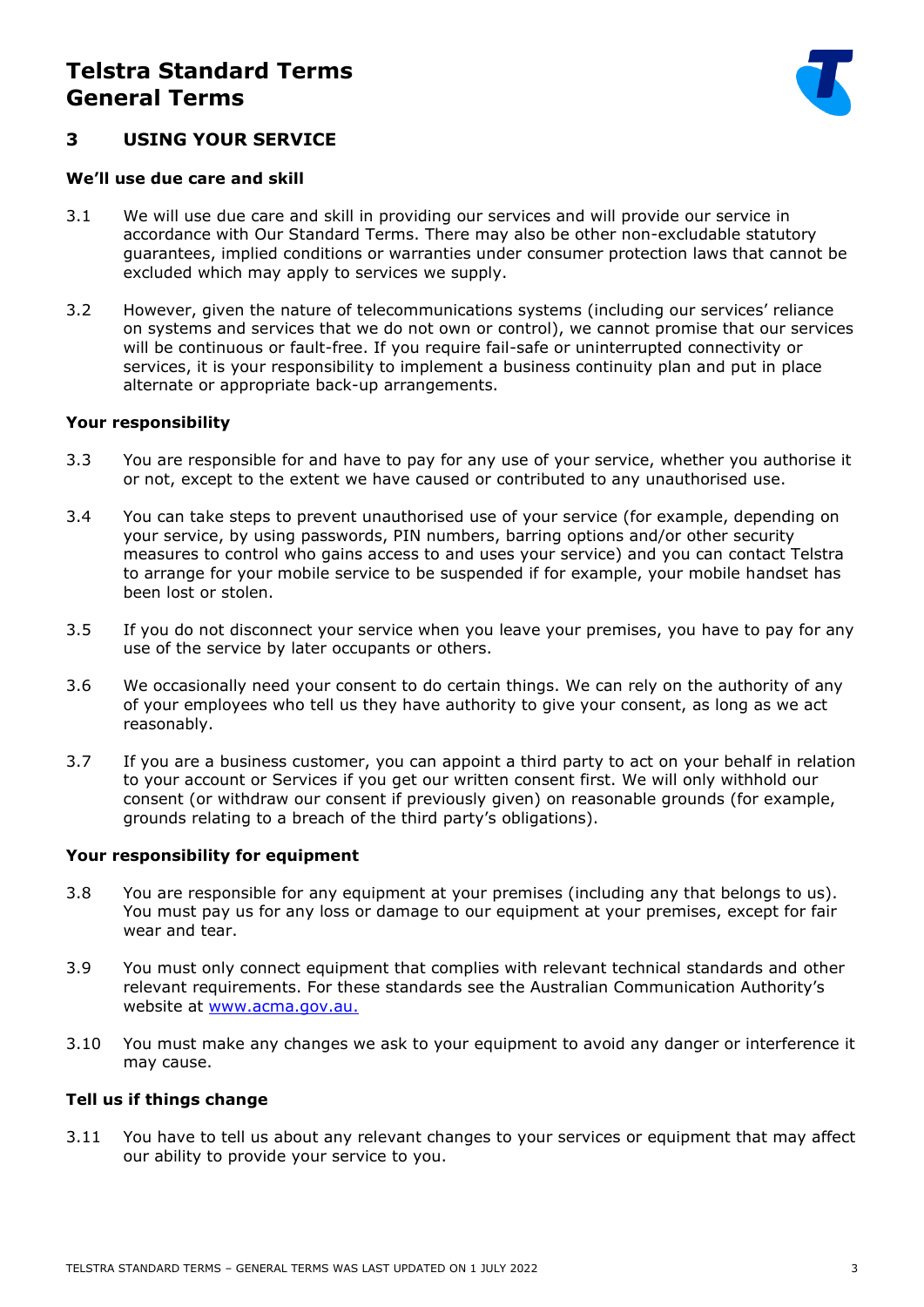# Telstra Standard Terms
# General Terms

## 3 USING YOUR SERVICE

### We'll use due care and skill

3.1 We will use due care and skill in providing our services and will provide our service in accordance with Our Standard Terms. There may also be other non-excludable statutory guarantees, implied conditions or warranties under consumer protection laws that cannot be excluded which may apply to services we supply.

3.2 However, given the nature of telecommunications systems (including our services' reliance on systems and services that we do not own or control), we cannot promise that our services will be continuous or fault-free. If you require fail-safe or uninterrupted connectivity or services, it is your responsibility to implement a business continuity plan and put in place alternate or appropriate back-up arrangements.

### Your responsibility

3.3 You are responsible for and have to pay for any use of your service, whether you authorise it or not, except to the extent we have caused or contributed to any unauthorised use.

3.4 You can take steps to prevent unauthorised use of your service (for example, depending on your service, by using passwords, PIN numbers, barring options and/or other security measures to control who gains access to and uses your service) and you can contact Telstra to arrange for your mobile service to be suspended if for example, your mobile handset has been lost or stolen.

3.5 If you do not disconnect your service when you leave your premises, you have to pay for any use of the service by later occupants or others.

3.6 We occasionally need your consent to do certain things. We can rely on the authority of any of your employees who tell us they have authority to give your consent, as long as we act reasonably.

3.7 If you are a business customer, you can appoint a third party to act on your behalf in relation to your account or Services if you get our written consent first. We will only withhold our consent (or withdraw our consent if previously given) on reasonable grounds (for example, grounds relating to a breach of the third party's obligations).

### Your responsibility for equipment

3.8 You are responsible for any equipment at your premises (including any that belongs to us). You must pay us for any loss or damage to our equipment at your premises, except for fair wear and tear.

3.9 You must only connect equipment that complies with relevant technical standards and other relevant requirements. For these standards see the Australian Communication Authority's website at [www.acma.gov.au.](http://www.acma.gov.au)

3.10 You must make any changes we ask to your equipment to avoid any danger or interference it may cause.

### Tell us if things change

3.11 You have to tell us about any relevant changes to your services or equipment that may affect our ability to provide your service to you.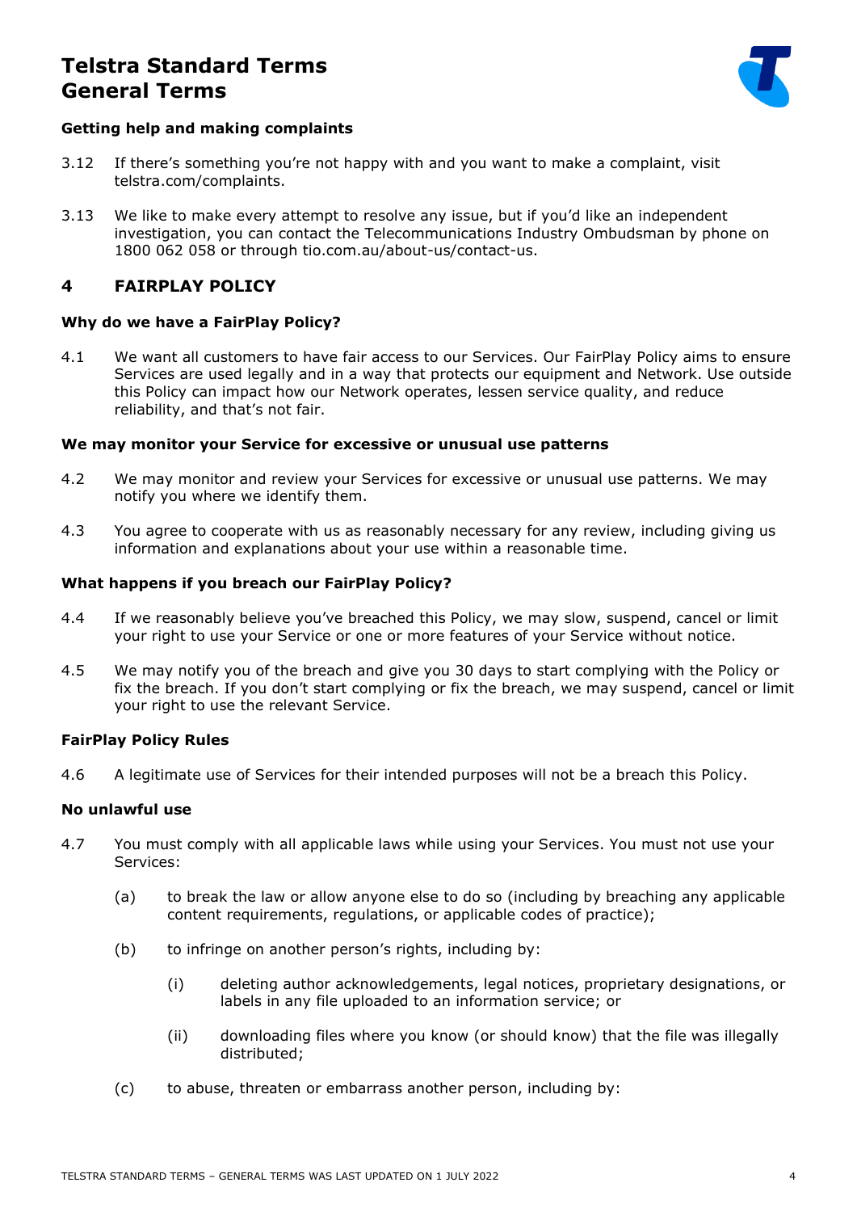### Getting help and making complaints

3.12 If there's something you're not happy with and you want to make a complaint, visit telstra.com/complaints.

3.13 We like to make every attempt to resolve any issue, but if you'd like an independent investigation, you can contact the Telecommunications Industry Ombudsman by phone on 1800 062 058 or through tio.com.au/about-us/contact-us.

## 4 FAIRPLAY POLICY

### Why do we have a FairPlay Policy?

4.1 We want all customers to have fair access to our Services. Our FairPlay Policy aims to ensure Services are used legally and in a way that protects our equipment and Network. Use outside this Policy can impact how our Network operates, lessen service quality, and reduce reliability, and that's not fair.

### We may monitor your Service for excessive or unusual use patterns

4.2 We may monitor and review your Services for excessive or unusual use patterns. We may notify you where we identify them.

4.3 You agree to cooperate with us as reasonably necessary for any review, including giving us information and explanations about your use within a reasonable time.

### What happens if you breach our FairPlay Policy?

4.4 If we reasonably believe you've breached this Policy, we may slow, suspend, cancel or limit your right to use your Service or one or more features of your Service without notice.

4.5 We may notify you of the breach and give you 30 days to start complying with the Policy or fix the breach. If you don't start complying or fix the breach, we may suspend, cancel or limit your right to use the relevant Service.

### FairPlay Policy Rules

4.6 A legitimate use of Services for their intended purposes will not be a breach this Policy.

### No unlawful use

4.7 You must comply with all applicable laws while using your Services. You must not use your Services:

- (a) to break the law or allow anyone else to do so (including by breaching any applicable content requirements, regulations, or applicable codes of practice);
- (b) to infringe on another person's rights, including by:
  - (i) deleting author acknowledgements, legal notices, proprietary designations, or labels in any file uploaded to an information service; or
  - (ii) downloading files where you know (or should know) that the file was illegally distributed;
- (c) to abuse, threaten or embarrass another person, including by: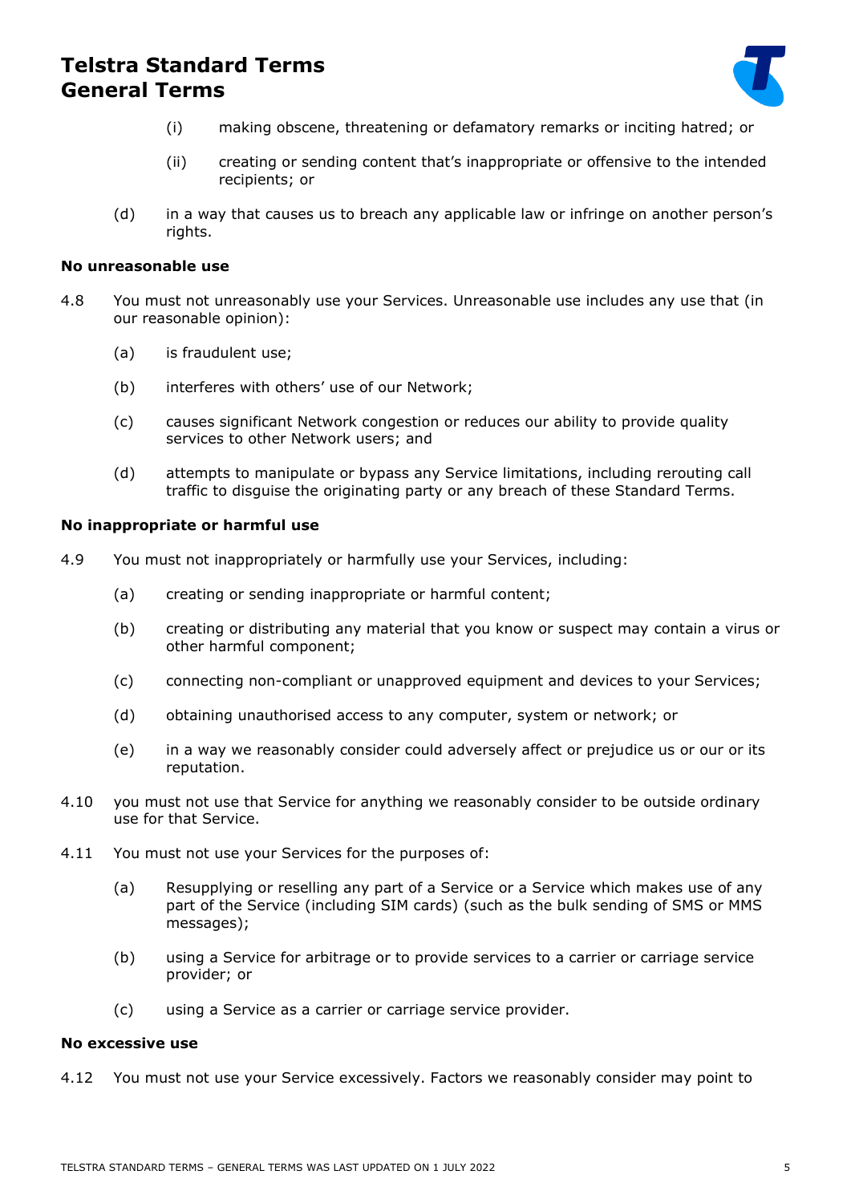(i) making obscene, threatening or defamatory remarks or inciting hatred; or

(ii) creating or sending content that's inappropriate or offensive to the intended recipients; or

(d) in a way that causes us to breach any applicable law or infringe on another person's rights.

**No unreasonable use**

4.8 You must not unreasonably use your Services. Unreasonable use includes any use that (in our reasonable opinion):

(a) is fraudulent use;

(b) interferes with others' use of our Network;

(c) causes significant Network congestion or reduces our ability to provide quality services to other Network users; and

(d) attempts to manipulate or bypass any Service limitations, including rerouting call traffic to disguise the originating party or any breach of these Standard Terms.

**No inappropriate or harmful use**

4.9 You must not inappropriately or harmfully use your Services, including:

(a) creating or sending inappropriate or harmful content;

(b) creating or distributing any material that you know or suspect may contain a virus or other harmful component;

(c) connecting non-compliant or unapproved equipment and devices to your Services;

(d) obtaining unauthorised access to any computer, system or network; or

(e) in a way we reasonably consider could adversely affect or prejudice us or our or its reputation.

4.10 you must not use that Service for anything we reasonably consider to be outside ordinary use for that Service.

4.11 You must not use your Services for the purposes of:

(a) Resupplying or reselling any part of a Service or a Service which makes use of any part of the Service (including SIM cards) (such as the bulk sending of SMS or MMS messages);

(b) using a Service for arbitrage or to provide services to a carrier or carriage service provider; or

(c) using a Service as a carrier or carriage service provider.

**No excessive use**

4.12 You must not use your Service excessively. Factors we reasonably consider may point to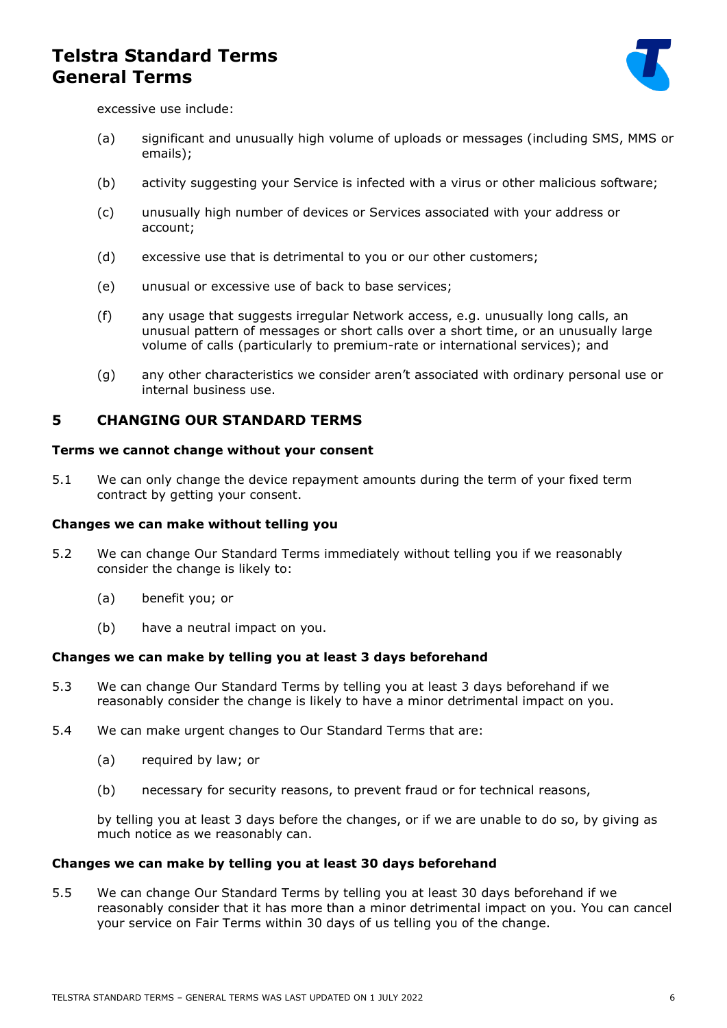excessive use include:

(a) significant and unusually high volume of uploads or messages (including SMS, MMS or emails);

(b) activity suggesting your Service is infected with a virus or other malicious software;

(c) unusually high number of devices or Services associated with your address or account;

(d) excessive use that is detrimental to you or our other customers;

(e) unusual or excessive use of back to base services;

(f) any usage that suggests irregular Network access, e.g. unusually long calls, an unusual pattern of messages or short calls over a short time, or an unusually large volume of calls (particularly to premium-rate or international services); and

(g) any other characteristics we consider aren't associated with ordinary personal use or internal business use.

## 5 CHANGING OUR STANDARD TERMS

**Terms we cannot change without your consent**

5.1 We can only change the device repayment amounts during the term of your fixed term contract by getting your consent.

**Changes we can make without telling you**

5.2 We can change Our Standard Terms immediately without telling you if we reasonably consider the change is likely to:

(a) benefit you; or

(b) have a neutral impact on you.

**Changes we can make by telling you at least 3 days beforehand**

5.3 We can change Our Standard Terms by telling you at least 3 days beforehand if we reasonably consider the change is likely to have a minor detrimental impact on you.

5.4 We can make urgent changes to Our Standard Terms that are:

(a) required by law; or

(b) necessary for security reasons, to prevent fraud or for technical reasons,

by telling you at least 3 days before the changes, or if we are unable to do so, by giving as much notice as we reasonably can.

**Changes we can make by telling you at least 30 days beforehand**

5.5 We can change Our Standard Terms by telling you at least 30 days beforehand if we reasonably consider that it has more than a minor detrimental impact on you. You can cancel your service on Fair Terms within 30 days of us telling you of the change.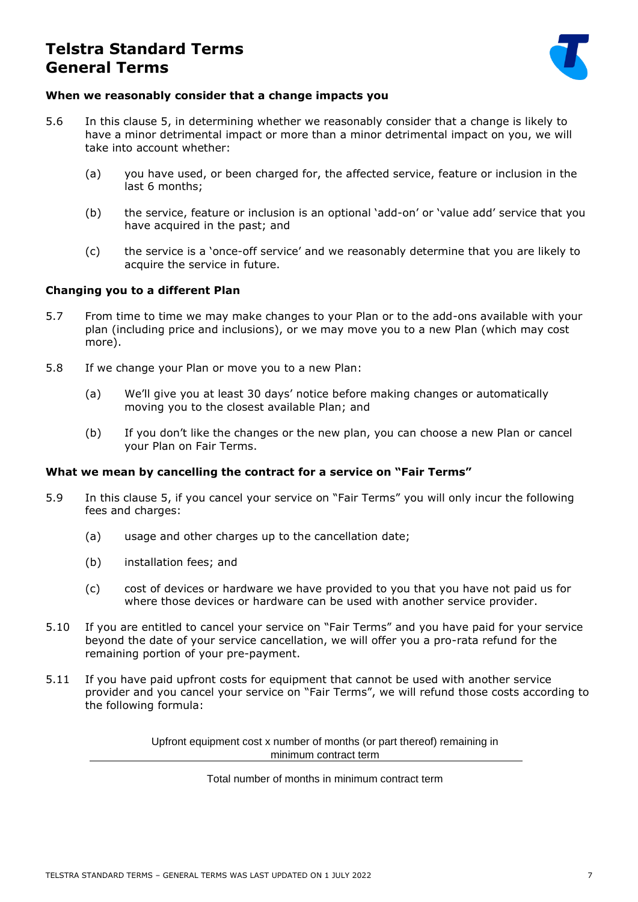### When we reasonably consider that a change impacts you

5.6 In this clause 5, in determining whether we reasonably consider that a change is likely to have a minor detrimental impact or more than a minor detrimental impact on you, we will take into account whether:

(a) you have used, or been charged for, the affected service, feature or inclusion in the last 6 months;

(b) the service, feature or inclusion is an optional 'add-on' or 'value add' service that you have acquired in the past; and

(c) the service is a 'once-off service' and we reasonably determine that you are likely to acquire the service in future.

### Changing you to a different Plan

5.7 From time to time we may make changes to your Plan or to the add-ons available with your plan (including price and inclusions), or we may move you to a new Plan (which may cost more).

5.8 If we change your Plan or move you to a new Plan:

(a) We'll give you at least 30 days' notice before making changes or automatically moving you to the closest available Plan; and

(b) If you don't like the changes or the new plan, you can choose a new Plan or cancel your Plan on Fair Terms.

### What we mean by cancelling the contract for a service on "Fair Terms"

5.9 In this clause 5, if you cancel your service on "Fair Terms" you will only incur the following fees and charges:

(a) usage and other charges up to the cancellation date;

(b) installation fees; and

(c) cost of devices or hardware we have provided to you that you have not paid us for where those devices or hardware can be used with another service provider.

5.10 If you are entitled to cancel your service on "Fair Terms" and you have paid for your service beyond the date of your service cancellation, we will offer you a pro-rata refund for the remaining portion of your pre-payment.

5.11 If you have paid upfront costs for equipment that cannot be used with another service provider and you cancel your service on "Fair Terms", we will refund those costs according to the following formula:

$$\frac{\text{Upfront equipment cost} \times \text{number of months (or part thereof) remaining in minimum contract term}}{\text{Total number of months in minimum contract term}}$$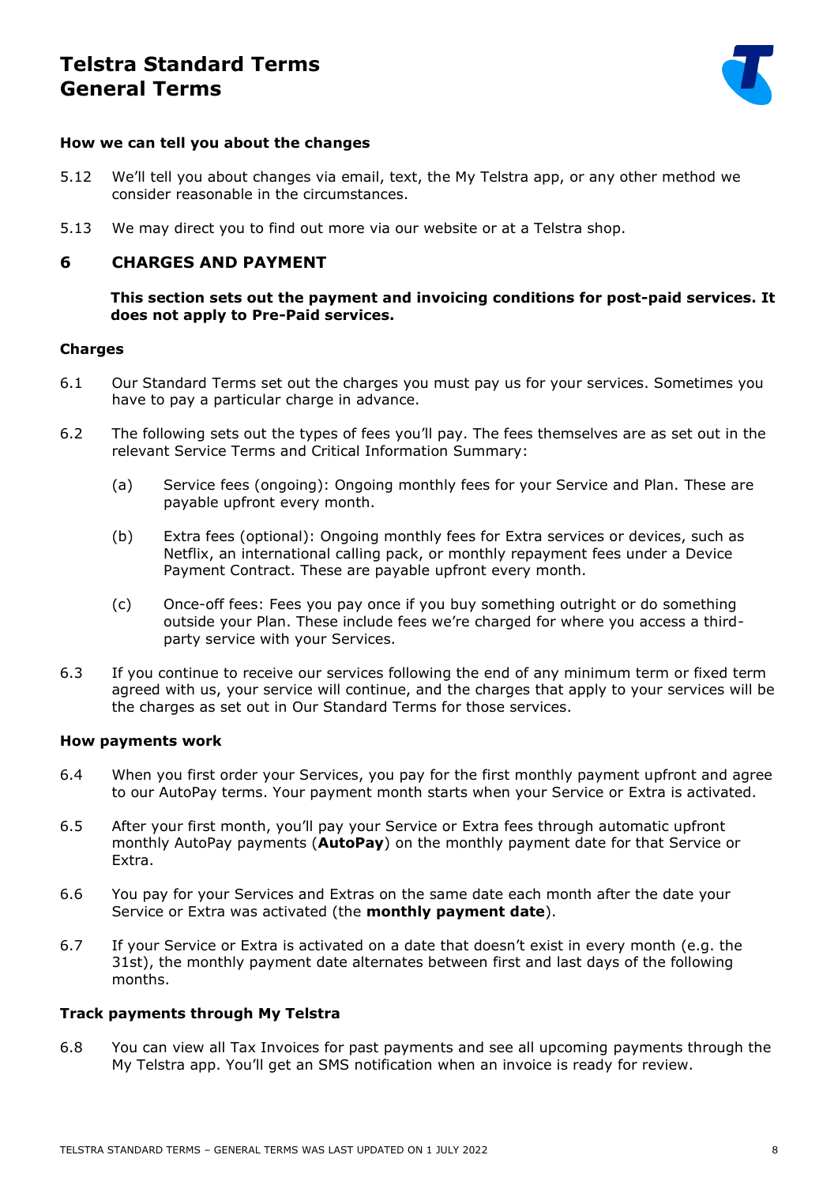### How we can tell you about the changes

5.12 We'll tell you about changes via email, text, the My Telstra app, or any other method we consider reasonable in the circumstances.

5.13 We may direct you to find out more via our website or at a Telstra shop.

## 6 CHARGES AND PAYMENT

**This section sets out the payment and invoicing conditions for post-paid services. It does not apply to Pre-Paid services.**

### Charges

6.1 Our Standard Terms set out the charges you must pay us for your services. Sometimes you have to pay a particular charge in advance.

6.2 The following sets out the types of fees you'll pay. The fees themselves are as set out in the relevant Service Terms and Critical Information Summary:

(a) Service fees (ongoing): Ongoing monthly fees for your Service and Plan. These are payable upfront every month.

(b) Extra fees (optional): Ongoing monthly fees for Extra services or devices, such as Netflix, an international calling pack, or monthly repayment fees under a Device Payment Contract. These are payable upfront every month.

(c) Once-off fees: Fees you pay once if you buy something outright or do something outside your Plan. These include fees we're charged for where you access a third-party service with your Services.

6.3 If you continue to receive our services following the end of any minimum term or fixed term agreed with us, your service will continue, and the charges that apply to your services will be the charges as set out in Our Standard Terms for those services.

### How payments work

6.4 When you first order your Services, you pay for the first monthly payment upfront and agree to our AutoPay terms. Your payment month starts when your Service or Extra is activated.

6.5 After your first month, you'll pay your Service or Extra fees through automatic upfront monthly AutoPay payments (**AutoPay**) on the monthly payment date for that Service or Extra.

6.6 You pay for your Services and Extras on the same date each month after the date your Service or Extra was activated (the **monthly payment date**).

6.7 If your Service or Extra is activated on a date that doesn't exist in every month (e.g. the 31st), the monthly payment date alternates between first and last days of the following months.

### Track payments through My Telstra

6.8 You can view all Tax Invoices for past payments and see all upcoming payments through the My Telstra app. You'll get an SMS notification when an invoice is ready for review.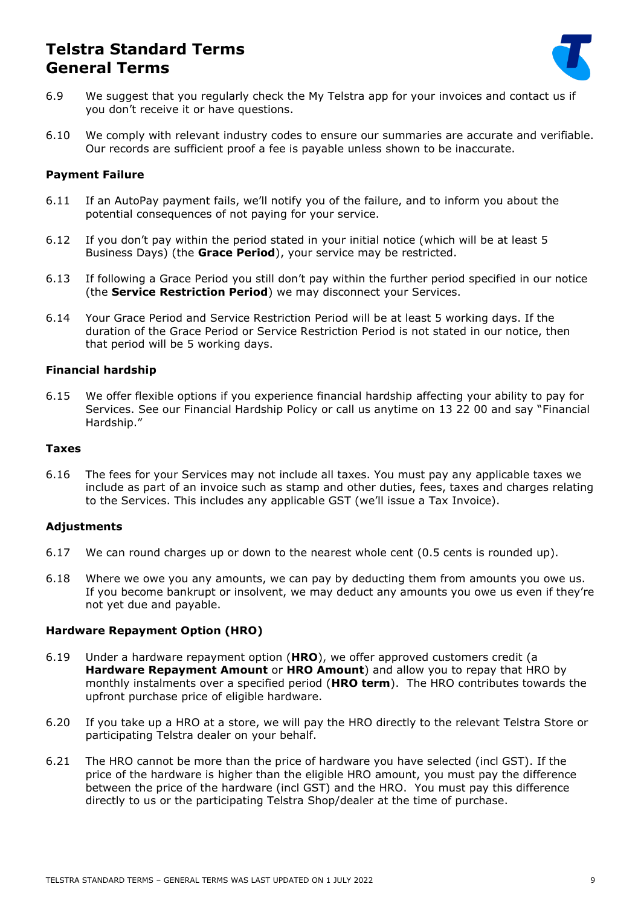6.9 We suggest that you regularly check the My Telstra app for your invoices and contact us if you don't receive it or have questions.

6.10 We comply with relevant industry codes to ensure our summaries are accurate and verifiable. Our records are sufficient proof a fee is payable unless shown to be inaccurate.

### Payment Failure

6.11 If an AutoPay payment fails, we'll notify you of the failure, and to inform you about the potential consequences of not paying for your service.

6.12 If you don't pay within the period stated in your initial notice (which will be at least 5 Business Days) (the **Grace Period**), your service may be restricted.

6.13 If following a Grace Period you still don't pay within the further period specified in our notice (the **Service Restriction Period**) we may disconnect your Services.

6.14 Your Grace Period and Service Restriction Period will be at least 5 working days. If the duration of the Grace Period or Service Restriction Period is not stated in our notice, then that period will be 5 working days.

### Financial hardship

6.15 We offer flexible options if you experience financial hardship affecting your ability to pay for Services. See our Financial Hardship Policy or call us anytime on 13 22 00 and say "Financial Hardship."

### Taxes

6.16 The fees for your Services may not include all taxes. You must pay any applicable taxes we include as part of an invoice such as stamp and other duties, fees, taxes and charges relating to the Services. This includes any applicable GST (we'll issue a Tax Invoice).

### Adjustments

6.17 We can round charges up or down to the nearest whole cent (0.5 cents is rounded up).

6.18 Where we owe you any amounts, we can pay by deducting them from amounts you owe us. If you become bankrupt or insolvent, we may deduct any amounts you owe us even if they're not yet due and payable.

### Hardware Repayment Option (HRO)

6.19 Under a hardware repayment option (**HRO**), we offer approved customers credit (a **Hardware Repayment Amount** or **HRO Amount**) and allow you to repay that HRO by monthly instalments over a specified period (**HRO term**). The HRO contributes towards the upfront purchase price of eligible hardware.

6.20 If you take up a HRO at a store, we will pay the HRO directly to the relevant Telstra Store or participating Telstra dealer on your behalf.

6.21 The HRO cannot be more than the price of hardware you have selected (incl GST). If the price of the hardware is higher than the eligible HRO amount, you must pay the difference between the price of the hardware (incl GST) and the HRO. You must pay this difference directly to us or the participating Telstra Shop/dealer at the time of purchase.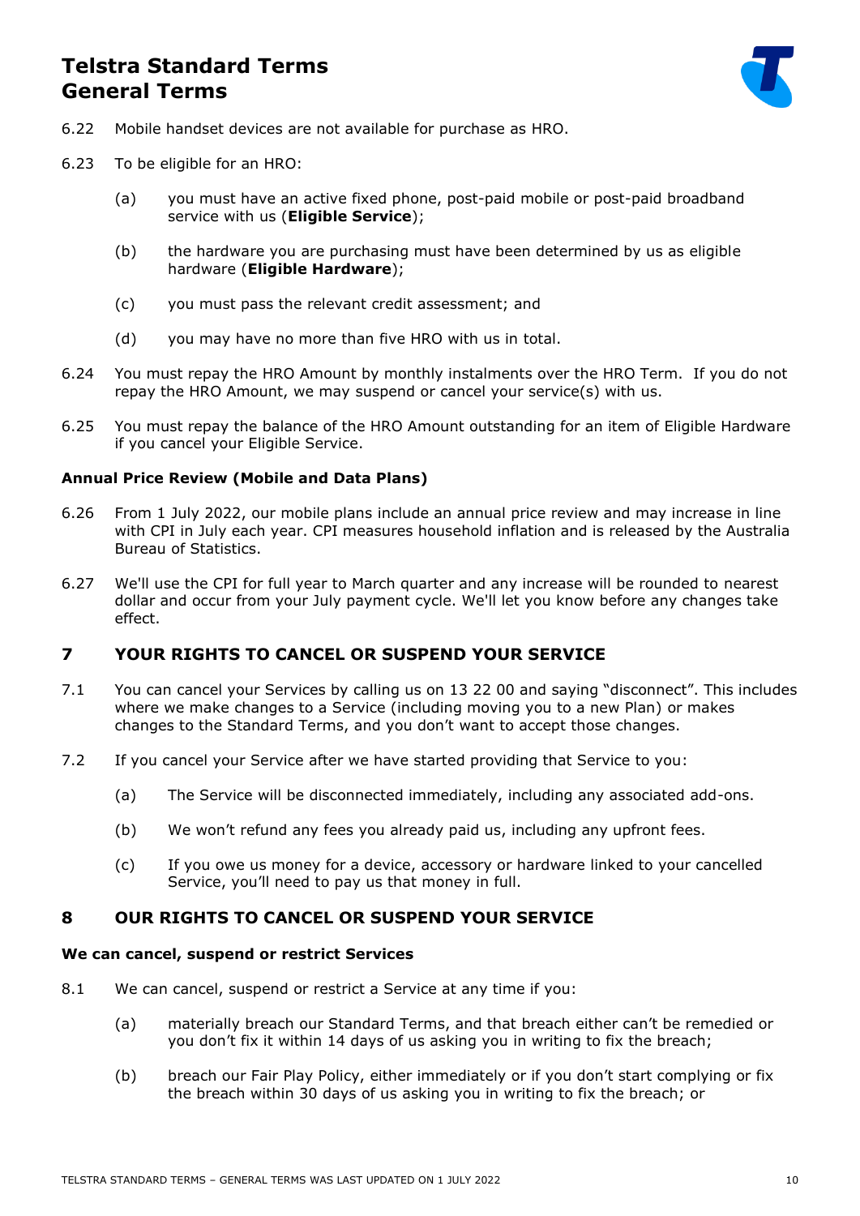6.22 Mobile handset devices are not available for purchase as HRO.

6.23 To be eligible for an HRO:

(a) you must have an active fixed phone, post-paid mobile or post-paid broadband service with us (**Eligible Service**);

(b) the hardware you are purchasing must have been determined by us as eligible hardware (**Eligible Hardware**);

(c) you must pass the relevant credit assessment; and

(d) you may have no more than five HRO with us in total.

6.24 You must repay the HRO Amount by monthly instalments over the HRO Term. If you do not repay the HRO Amount, we may suspend or cancel your service(s) with us.

6.25 You must repay the balance of the HRO Amount outstanding for an item of Eligible Hardware if you cancel your Eligible Service.

**Annual Price Review (Mobile and Data Plans)**

6.26 From 1 July 2022, our mobile plans include an annual price review and may increase in line with CPI in July each year. CPI measures household inflation and is released by the Australia Bureau of Statistics.

6.27 We'll use the CPI for full year to March quarter and any increase will be rounded to nearest dollar and occur from your July payment cycle. We'll let you know before any changes take effect.

## 7 YOUR RIGHTS TO CANCEL OR SUSPEND YOUR SERVICE

7.1 You can cancel your Services by calling us on 13 22 00 and saying "disconnect". This includes where we make changes to a Service (including moving you to a new Plan) or makes changes to the Standard Terms, and you don't want to accept those changes.

7.2 If you cancel your Service after we have started providing that Service to you:

(a) The Service will be disconnected immediately, including any associated add-ons.

(b) We won't refund any fees you already paid us, including any upfront fees.

(c) If you owe us money for a device, accessory or hardware linked to your cancelled Service, you'll need to pay us that money in full.

## 8 OUR RIGHTS TO CANCEL OR SUSPEND YOUR SERVICE

**We can cancel, suspend or restrict Services**

8.1 We can cancel, suspend or restrict a Service at any time if you:

(a) materially breach our Standard Terms, and that breach either can't be remedied or you don't fix it within 14 days of us asking you in writing to fix the breach;

(b) breach our Fair Play Policy, either immediately or if you don't start complying or fix the breach within 30 days of us asking you in writing to fix the breach; or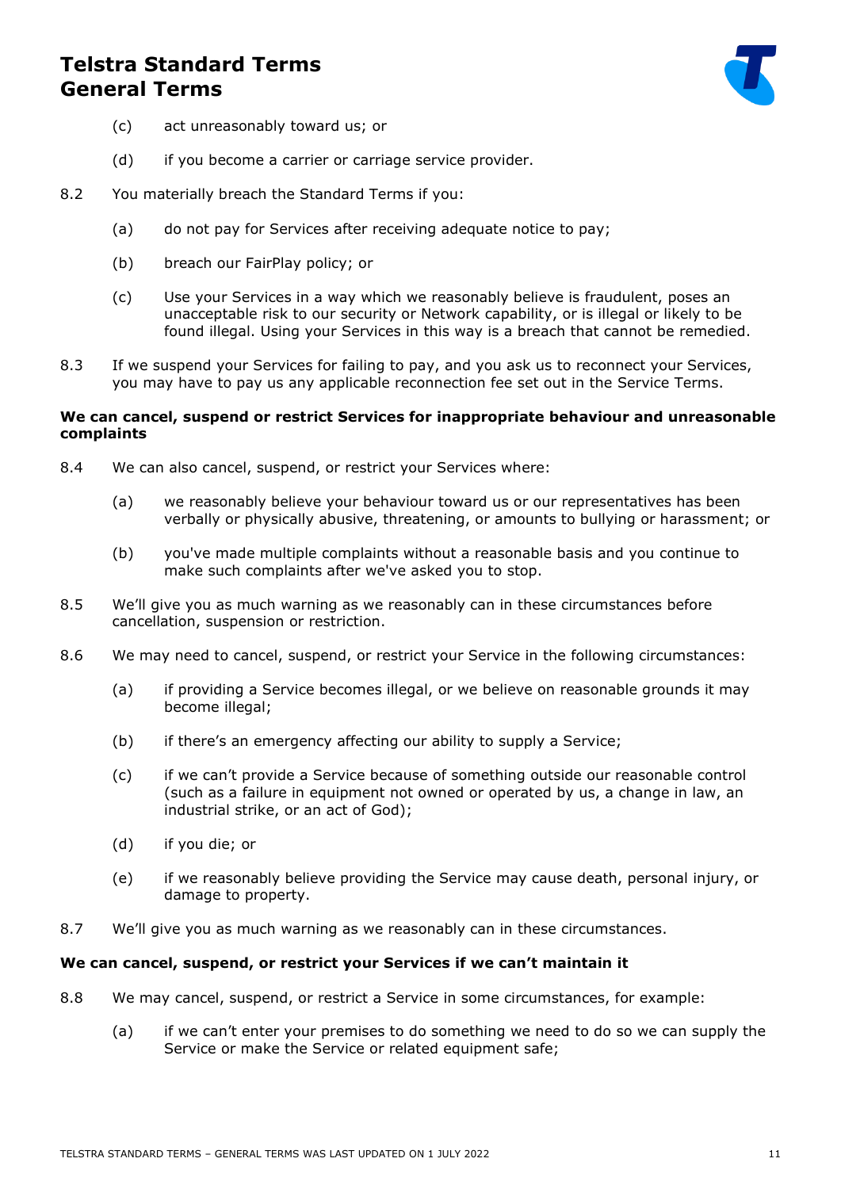(c) act unreasonably toward us; or

(d) if you become a carrier or carriage service provider.

8.2 You materially breach the Standard Terms if you:

(a) do not pay for Services after receiving adequate notice to pay;

(b) breach our FairPlay policy; or

(c) Use your Services in a way which we reasonably believe is fraudulent, poses an unacceptable risk to our security or Network capability, or is illegal or likely to be found illegal. Using your Services in this way is a breach that cannot be remedied.

8.3 If we suspend your Services for failing to pay, and you ask us to reconnect your Services, you may have to pay us any applicable reconnection fee set out in the Service Terms.

**We can cancel, suspend or restrict Services for inappropriate behaviour and unreasonable complaints**

8.4 We can also cancel, suspend, or restrict your Services where:

(a) we reasonably believe your behaviour toward us or our representatives has been verbally or physically abusive, threatening, or amounts to bullying or harassment; or

(b) you've made multiple complaints without a reasonable basis and you continue to make such complaints after we've asked you to stop.

8.5 We'll give you as much warning as we reasonably can in these circumstances before cancellation, suspension or restriction.

8.6 We may need to cancel, suspend, or restrict your Service in the following circumstances:

(a) if providing a Service becomes illegal, or we believe on reasonable grounds it may become illegal;

(b) if there's an emergency affecting our ability to supply a Service;

(c) if we can't provide a Service because of something outside our reasonable control (such as a failure in equipment not owned or operated by us, a change in law, an industrial strike, or an act of God);

(d) if you die; or

(e) if we reasonably believe providing the Service may cause death, personal injury, or damage to property.

8.7 We'll give you as much warning as we reasonably can in these circumstances.

**We can cancel, suspend, or restrict your Services if we can't maintain it**

8.8 We may cancel, suspend, or restrict a Service in some circumstances, for example:

(a) if we can't enter your premises to do something we need to do so we can supply the Service or make the Service or related equipment safe;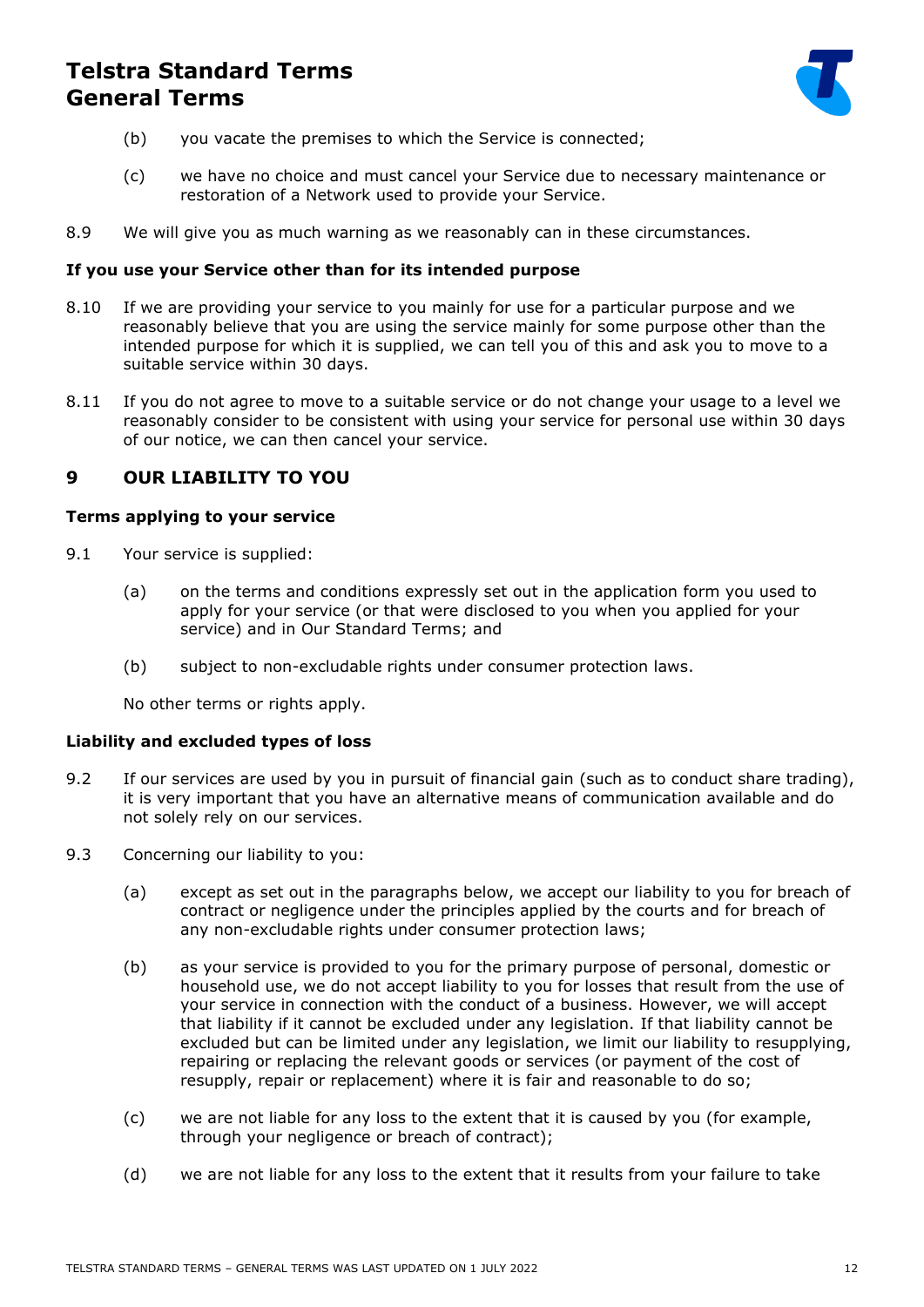(b) you vacate the premises to which the Service is connected;

(c) we have no choice and must cancel your Service due to necessary maintenance or restoration of a Network used to provide your Service.

8.9 We will give you as much warning as we reasonably can in these circumstances.

**If you use your Service other than for its intended purpose**

8.10 If we are providing your service to you mainly for use for a particular purpose and we reasonably believe that you are using the service mainly for some purpose other than the intended purpose for which it is supplied, we can tell you of this and ask you to move to a suitable service within 30 days.

8.11 If you do not agree to move to a suitable service or do not change your usage to a level we reasonably consider to be consistent with using your service for personal use within 30 days of our notice, we can then cancel your service.

## 9 OUR LIABILITY TO YOU

**Terms applying to your service**

9.1 Your service is supplied:

(a) on the terms and conditions expressly set out in the application form you used to apply for your service (or that were disclosed to you when you applied for your service) and in Our Standard Terms; and

(b) subject to non-excludable rights under consumer protection laws.

No other terms or rights apply.

**Liability and excluded types of loss**

9.2 If our services are used by you in pursuit of financial gain (such as to conduct share trading), it is very important that you have an alternative means of communication available and do not solely rely on our services.

9.3 Concerning our liability to you:

(a) except as set out in the paragraphs below, we accept our liability to you for breach of contract or negligence under the principles applied by the courts and for breach of any non-excludable rights under consumer protection laws;

(b) as your service is provided to you for the primary purpose of personal, domestic or household use, we do not accept liability to you for losses that result from the use of your service in connection with the conduct of a business. However, we will accept that liability if it cannot be excluded under any legislation. If that liability cannot be excluded but can be limited under any legislation, we limit our liability to resupplying, repairing or replacing the relevant goods or services (or payment of the cost of resupply, repair or replacement) where it is fair and reasonable to do so;

(c) we are not liable for any loss to the extent that it is caused by you (for example, through your negligence or breach of contract);

(d) we are not liable for any loss to the extent that it results from your failure to take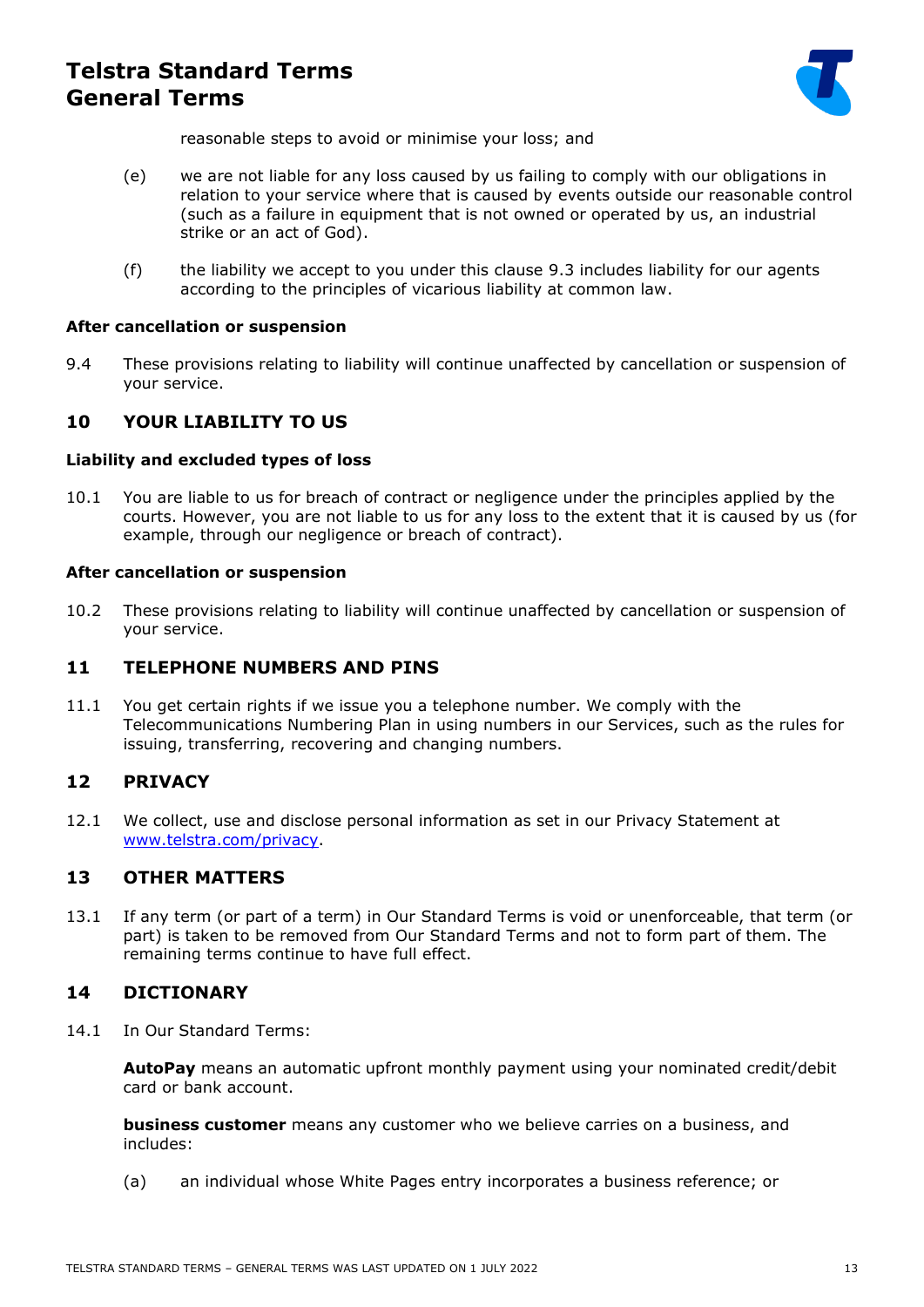reasonable steps to avoid or minimise your loss; and

(e) we are not liable for any loss caused by us failing to comply with our obligations in relation to your service where that is caused by events outside our reasonable control (such as a failure in equipment that is not owned or operated by us, an industrial strike or an act of God).

(f) the liability we accept to you under this clause 9.3 includes liability for our agents according to the principles of vicarious liability at common law.

**After cancellation or suspension**

9.4 These provisions relating to liability will continue unaffected by cancellation or suspension of your service.

## 10 YOUR LIABILITY TO US

**Liability and excluded types of loss**

10.1 You are liable to us for breach of contract or negligence under the principles applied by the courts. However, you are not liable to us for any loss to the extent that it is caused by us (for example, through our negligence or breach of contract).

**After cancellation or suspension**

10.2 These provisions relating to liability will continue unaffected by cancellation or suspension of your service.

## 11 TELEPHONE NUMBERS AND PINS

11.1 You get certain rights if we issue you a telephone number. We comply with the Telecommunications Numbering Plan in using numbers in our Services, such as the rules for issuing, transferring, recovering and changing numbers.

## 12 PRIVACY

12.1 We collect, use and disclose personal information as set in our Privacy Statement at [www.telstra.com/privacy](www.telstra.com/privacy).

## 13 OTHER MATTERS

13.1 If any term (or part of a term) in Our Standard Terms is void or unenforceable, that term (or part) is taken to be removed from Our Standard Terms and not to form part of them. The remaining terms continue to have full effect.

## 14 DICTIONARY

14.1 In Our Standard Terms:

**AutoPay** means an automatic upfront monthly payment using your nominated credit/debit card or bank account.

**business customer** means any customer who we believe carries on a business, and includes:

(a) an individual whose White Pages entry incorporates a business reference; or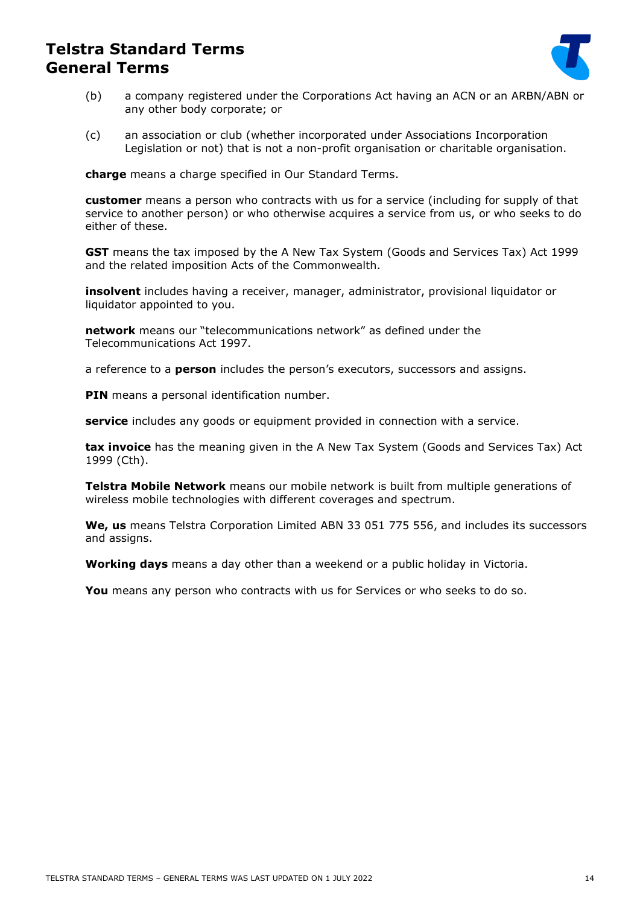(b) a company registered under the Corporations Act having an ACN or an ARBN/ABN or any other body corporate; or

(c) an association or club (whether incorporated under Associations Incorporation Legislation or not) that is not a non-profit organisation or charitable organisation.

**charge** means a charge specified in Our Standard Terms.

**customer** means a person who contracts with us for a service (including for supply of that service to another person) or who otherwise acquires a service from us, or who seeks to do either of these.

**GST** means the tax imposed by the A New Tax System (Goods and Services Tax) Act 1999 and the related imposition Acts of the Commonwealth.

**insolvent** includes having a receiver, manager, administrator, provisional liquidator or liquidator appointed to you.

**network** means our "telecommunications network" as defined under the Telecommunications Act 1997.

a reference to a **person** includes the person's executors, successors and assigns.

**PIN** means a personal identification number.

**service** includes any goods or equipment provided in connection with a service.

**tax invoice** has the meaning given in the A New Tax System (Goods and Services Tax) Act 1999 (Cth).

**Telstra Mobile Network** means our mobile network is built from multiple generations of wireless mobile technologies with different coverages and spectrum.

**We, us** means Telstra Corporation Limited ABN 33 051 775 556, and includes its successors and assigns.

**Working days** means a day other than a weekend or a public holiday in Victoria.

**You** means any person who contracts with us for Services or who seeks to do so.